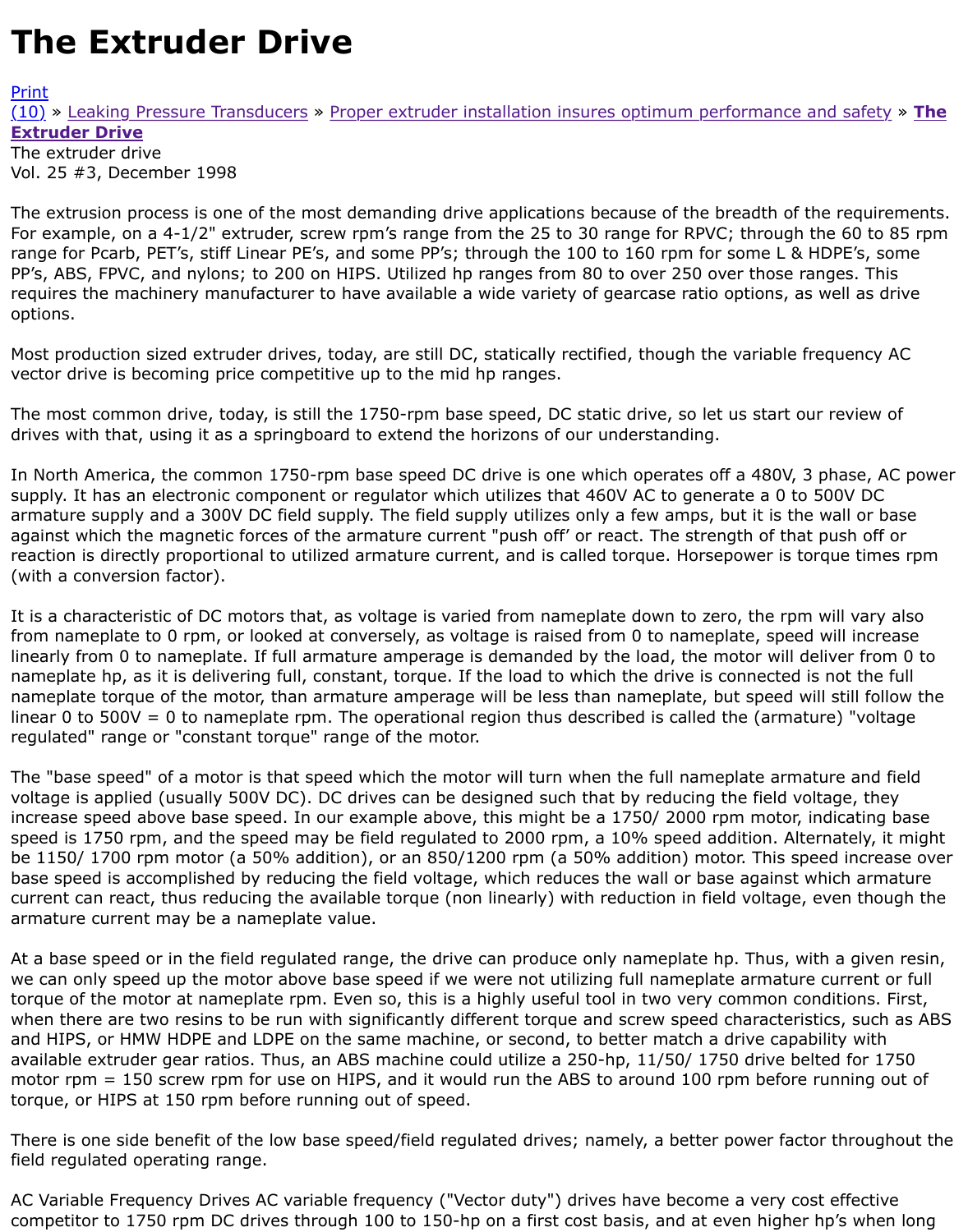# The Extruder Drive

Print
(10) » Leaking Pressure Transducers » Proper extruder installation insures optimum performance and safety » **The Extruder Drive**
The extruder drive
Vol. 25 #3, December 1998

The extrusion process is one of the most demanding drive applications because of the breadth of the requirements. For example, on a 4-1/2" extruder, screw rpm's range from the 25 to 30 range for RPVC; through the 60 to 85 rpm range for Pcarb, PET's, stiff Linear PE's, and some PP's; through the 100 to 160 rpm for some L & HDPE's, some PP's, ABS, FPVC, and nylons; to 200 on HIPS. Utilized hp ranges from 80 to over 250 over those ranges. This requires the machinery manufacturer to have available a wide variety of gearcase ratio options, as well as drive options.

Most production sized extruder drives, today, are still DC, statically rectified, though the variable frequency AC vector drive is becoming price competitive up to the mid hp ranges.

The most common drive, today, is still the 1750-rpm base speed, DC static drive, so let us start our review of drives with that, using it as a springboard to extend the horizons of our understanding.

In North America, the common 1750-rpm base speed DC drive is one which operates off a 480V, 3 phase, AC power supply. It has an electronic component or regulator which utilizes that 460V AC to generate a 0 to 500V DC armature supply and a 300V DC field supply. The field supply utilizes only a few amps, but it is the wall or base against which the magnetic forces of the armature current "push off' or react. The strength of that push off or reaction is directly proportional to utilized armature current, and is called torque. Horsepower is torque times rpm (with a conversion factor).

It is a characteristic of DC motors that, as voltage is varied from nameplate down to zero, the rpm will vary also from nameplate to 0 rpm, or looked at conversely, as voltage is raised from 0 to nameplate, speed will increase linearly from 0 to nameplate. If full armature amperage is demanded by the load, the motor will deliver from 0 to nameplate hp, as it is delivering full, constant, torque. If the load to which the drive is connected is not the full nameplate torque of the motor, than armature amperage will be less than nameplate, but speed will still follow the linear 0 to 500V = 0 to nameplate rpm. The operational region thus described is called the (armature) "voltage regulated" range or "constant torque" range of the motor.

The "base speed" of a motor is that speed which the motor will turn when the full nameplate armature and field voltage is applied (usually 500V DC). DC drives can be designed such that by reducing the field voltage, they increase speed above base speed. In our example above, this might be a 1750/ 2000 rpm motor, indicating base speed is 1750 rpm, and the speed may be field regulated to 2000 rpm, a 10% speed addition. Alternately, it might be 1150/ 1700 rpm motor (a 50% addition), or an 850/1200 rpm (a 50% addition) motor. This speed increase over base speed is accomplished by reducing the field voltage, which reduces the wall or base against which armature current can react, thus reducing the available torque (non linearly) with reduction in field voltage, even though the armature current may be a nameplate value.

At a base speed or in the field regulated range, the drive can produce only nameplate hp. Thus, with a given resin, we can only speed up the motor above base speed if we were not utilizing full nameplate armature current or full torque of the motor at nameplate rpm. Even so, this is a highly useful tool in two very common conditions. First, when there are two resins to be run with significantly different torque and screw speed characteristics, such as ABS and HIPS, or HMW HDPE and LDPE on the same machine, or second, to better match a drive capability with available extruder gear ratios. Thus, an ABS machine could utilize a 250-hp, 11/50/ 1750 drive belted for 1750 motor rpm = 150 screw rpm for use on HIPS, and it would run the ABS to around 100 rpm before running out of torque, or HIPS at 150 rpm before running out of speed.

There is one side benefit of the low base speed/field regulated drives; namely, a better power factor throughout the field regulated operating range.

AC Variable Frequency Drives AC variable frequency ("Vector duty") drives have become a very cost effective competitor to 1750 rpm DC drives through 100 to 150-hp on a first cost basis, and at even higher hp's when long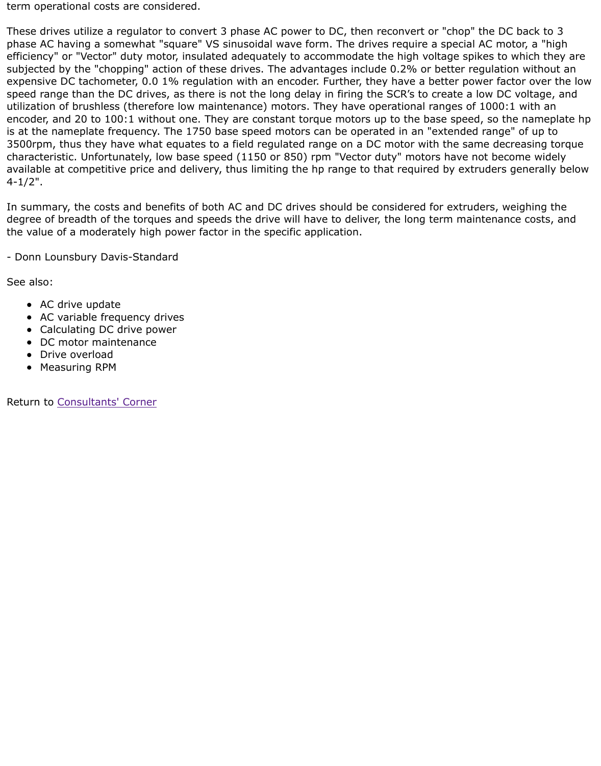term operational costs are considered.

These drives utilize a regulator to convert 3 phase AC power to DC, then reconvert or "chop" the DC back to 3 phase AC having a somewhat "square" VS sinusoidal wave form. The drives require a special AC motor, a "high efficiency" or "Vector" duty motor, insulated adequately to accommodate the high voltage spikes to which they are subjected by the "chopping" action of these drives. The advantages include 0.2% or better regulation without an expensive DC tachometer, 0.0 1% regulation with an encoder. Further, they have a better power factor over the low speed range than the DC drives, as there is not the long delay in firing the SCR's to create a low DC voltage, and utilization of brushless (therefore low maintenance) motors. They have operational ranges of 1000:1 with an encoder, and 20 to 100:1 without one. They are constant torque motors up to the base speed, so the nameplate hp is at the nameplate frequency. The 1750 base speed motors can be operated in an "extended range" of up to 3500rpm, thus they have what equates to a field regulated range on a DC motor with the same decreasing torque characteristic. Unfortunately, low base speed (1150 or 850) rpm "Vector duty" motors have not become widely available at competitive price and delivery, thus limiting the hp range to that required by extruders generally below 4-1/2".

In summary, the costs and benefits of both AC and DC drives should be considered for extruders, weighing the degree of breadth of the torques and speeds the drive will have to deliver, the long term maintenance costs, and the value of a moderately high power factor in the specific application.

- Donn Lounsbury Davis-Standard

See also:

- AC drive update
- AC variable frequency drives
- Calculating DC drive power
- DC motor maintenance
- Drive overload
- Measuring RPM

Return to Consultants' Corner